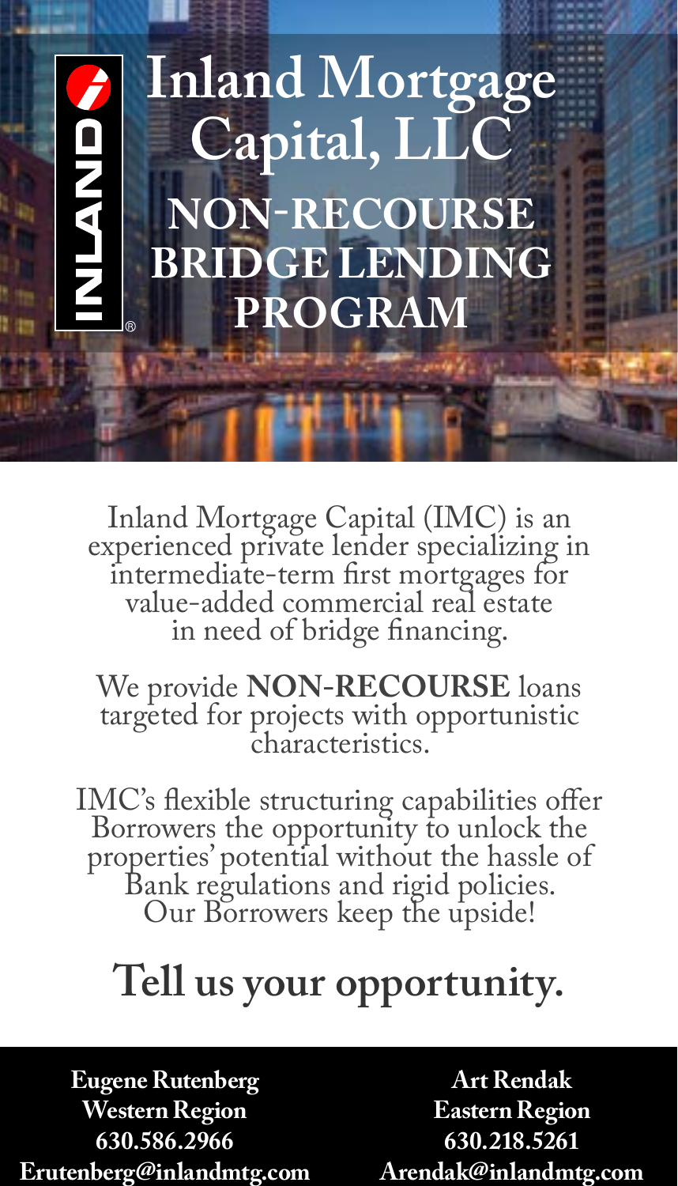# Inland Mortgage Capital, LLC

## NON-RECOURSE BRIDGE LENDING PROGRAM

Inland Mortgage Capital (IMC) is an experienced private lender specializing in intermediate-term first mortgages for value-added commercial real estate in need of bridge financing.

We provide **NON-RECOURSE** loans targeted for projects with opportunistic characteristics.

IMC's flexible structuring capabilities offer Borrowers the opportunity to unlock the properties' potential without the hassle of Bank regulations and rigid policies. Our Borrowers keep the upside!

## Tell us your opportunity.

**Eugene Rutenberg**
**Western Region**
**630.586.2966**
**Erutenberg@inlandmtg.com**

**Art Rendak**
**Eastern Region**
**630.218.5261**
**Arendak@inlandmtg.com**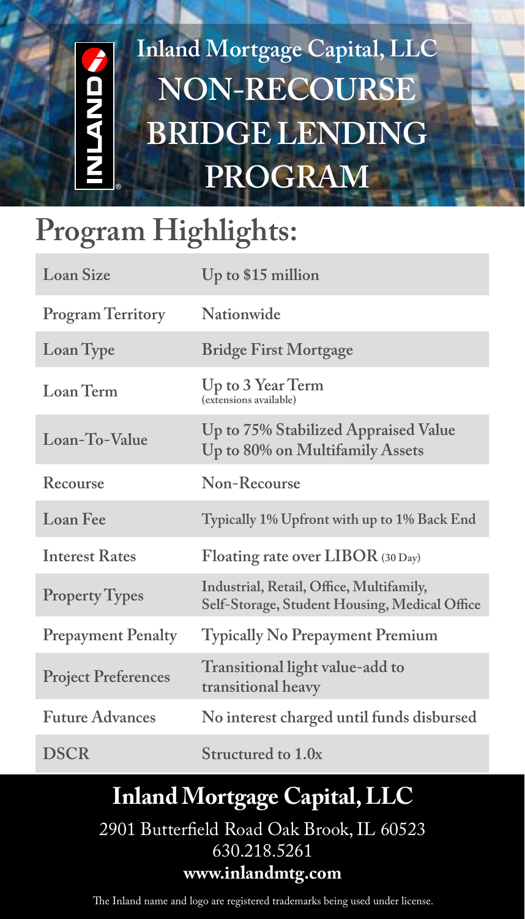INLAND®

# Inland Mortgage Capital, LLC

# NON-RECOURSE BRIDGE LENDING PROGRAM

## Program Highlights:

| | |
|---|---|
| Loan Size | Up to $15 million |
| Program Territory | Nationwide |
| Loan Type | Bridge First Mortgage |
| Loan Term | Up to 3 Year Term (extensions available) |
| Loan-To-Value | Up to 75% Stabilized Appraised Value<br>Up to 80% on Multifamily Assets |
| Recourse | Non-Recourse |
| Loan Fee | Typically 1% Upfront with up to 1% Back End |
| Interest Rates | Floating rate over LIBOR (30 Day) |
| Property Types | Industrial, Retail, Office, Multifamily, Self-Storage, Student Housing, Medical Office |
| Prepayment Penalty | Typically No Prepayment Premium |
| Project Preferences | Transitional light value-add to transitional heavy |
| Future Advances | No interest charged until funds disbursed |
| DSCR | Structured to 1.0x |

**Inland Mortgage Capital, LLC**

2901 Butterfield Road Oak Brook, IL 60523
630.218.5261
**www.inlandmtg.com**

The Inland name and logo are registered trademarks being used under license.